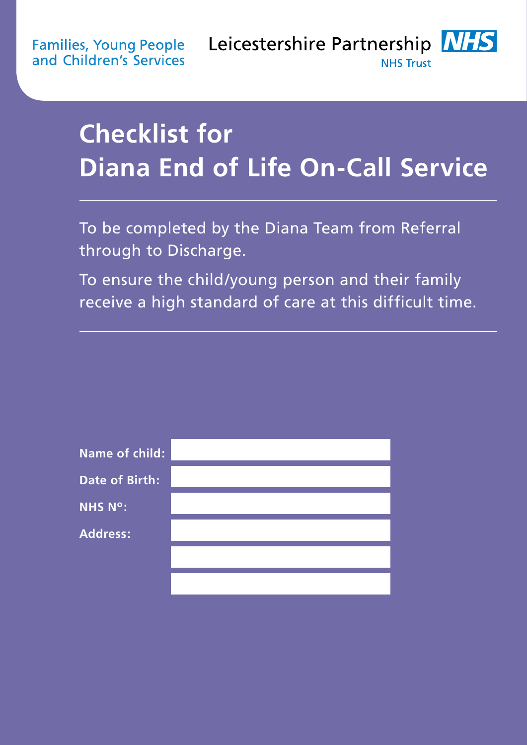Families, Young People and Children's Services

Leicestershire Partnership NHS Trust

# Checklist for Diana End of Life On-Call Service

To be completed by the Diana Team from Referral through to Discharge.

To ensure the child/young person and their family receive a high standard of care at this difficult time.

**Name of child:**

**Date of Birth:**

**NHS Nº:**

**Address:**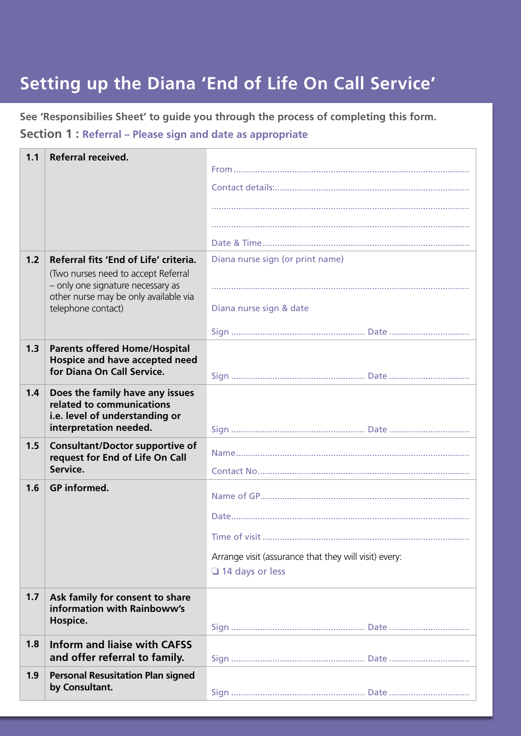# Setting up the Diana 'End of Life On Call Service'

**See 'Responsibilies Sheet' to guide you through the process of completing this form.**

## Section 1 : Referral – Please sign and date as appropriate

| | | |
|---|---|---|
| **1.1** | **Referral received.** | From ..........<br>Contact details: ..........<br>..........<br>..........<br>Date & Time .......... |
| **1.2** | **Referral fits 'End of Life' criteria.**<br>(Two nurses need to accept Referral – only one signature necessary as other nurse may be only available via telephone contact) | Diana nurse sign (or print name)<br>..........<br>Diana nurse sign & date<br>Sign .......... Date .......... |
| **1.3** | **Parents offered Home/Hospital Hospice and have accepted need for Diana On Call Service.** | Sign .......... Date .......... |
| **1.4** | **Does the family have any issues related to communications i.e. level of understanding or interpretation needed.** | Sign .......... Date .......... |
| **1.5** | **Consultant/Doctor supportive of request for End of Life On Call Service.** | Name ..........<br>Contact No .......... |
| **1.6** | **GP informed.** | Name of GP ..........<br>Date ..........<br>Time of visit ..........<br>Arrange visit (assurance that they will visit) every:<br>❑ 14 days or less |
| **1.7** | **Ask family for consent to share information with Rainboww's Hospice.** | Sign .......... Date .......... |
| **1.8** | **Inform and liaise with CAFSS and offer referral to family.** | Sign .......... Date .......... |
| **1.9** | **Personal Resusitation Plan signed by Consultant.** | Sign .......... Date .......... |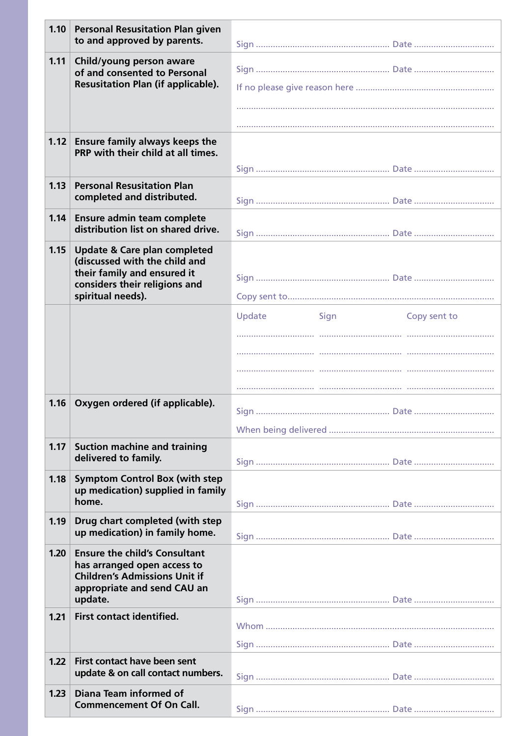| | | |
|---|---|---|
| 1.10 | **Personal Resusitation Plan given to and approved by parents.** | Sign ........................................ Date .............................. |
| 1.11 | **Child/young person aware of and consented to Personal Resusitation Plan (if applicable).** | Sign ........................................ Date .............................. <br> If no please give reason here .............................................. <br> ................................................................................ <br> ................................................................................ |
| 1.12 | **Ensure family always keeps the PRP with their child at all times.** | Sign ........................................ Date .............................. |
| 1.13 | **Personal Resusitation Plan completed and distributed.** | Sign ........................................ Date .............................. |
| 1.14 | **Ensure admin team complete distribution list on shared drive.** | Sign ........................................ Date .............................. |
| 1.15 | **Update & Care plan completed (discussed with the child and their family and ensured it considers their religions and spiritual needs).** | Sign ........................................ Date .............................. <br> Copy sent to.................................................................... |
| | | Update ............ Sign ............ Copy sent to ............ <br> .................. .................. .................. <br> .................. .................. .................. <br> .................. .................. .................. <br> .................. .................. .................. |
| 1.16 | **Oxygen ordered (if applicable).** | Sign ........................................ Date .............................. <br> When being delivered ....................................................... |
| 1.17 | **Suction machine and training delivered to family.** | Sign ........................................ Date .............................. |
| 1.18 | **Symptom Control Box (with step up medication) supplied in family home.** | Sign ........................................ Date .............................. |
| 1.19 | **Drug chart completed (with step up medication) in family home.** | Sign ........................................ Date .............................. |
| 1.20 | **Ensure the child's Consultant has arranged open access to Children's Admissions Unit if appropriate and send CAU an update.** | Sign ........................................ Date .............................. |
| 1.21 | **First contact identified.** | Whom ........................................................................ <br> Sign ........................................ Date .............................. |
| 1.22 | **First contact have been sent update & on call contact numbers.** | Sign ........................................ Date .............................. |
| 1.23 | **Diana Team informed of Commencement Of On Call.** | Sign ........................................ Date .............................. |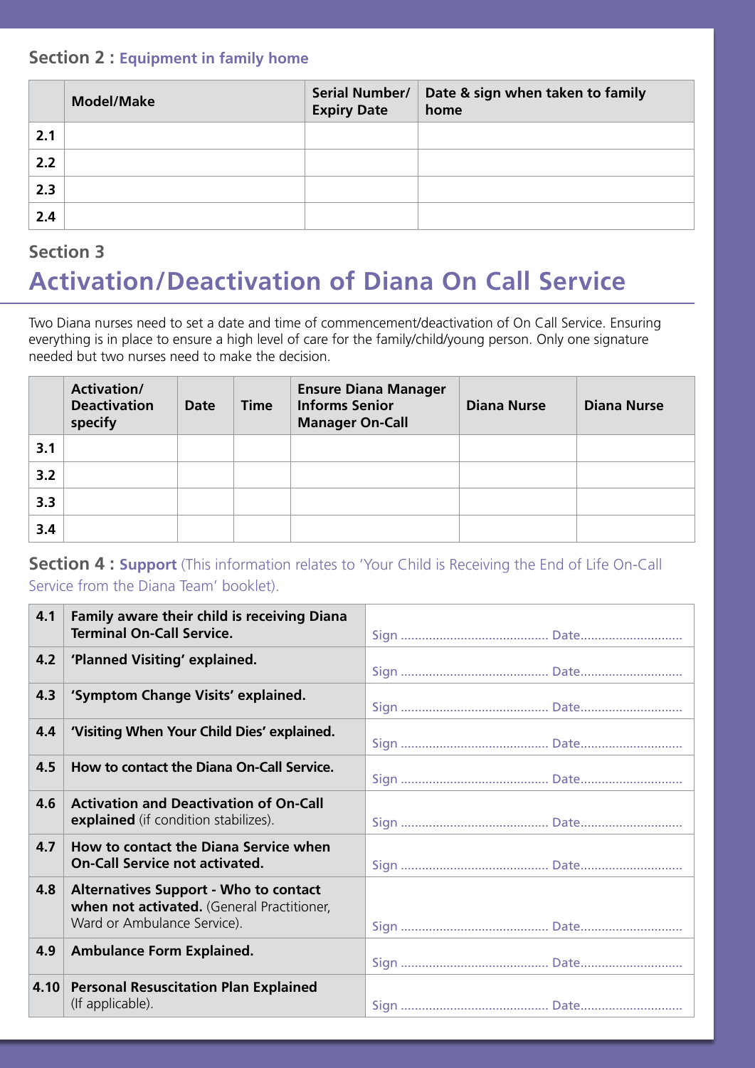### Section 2 : Equipment in family home

| | Model/Make | Serial Number/ Expiry Date | Date & sign when taken to family home |
|---|---|---|---|
| **2.1** | | | |
| **2.2** | | | |
| **2.3** | | | |
| **2.4** | | | |

### Section 3

## Activation/Deactivation of Diana On Call Service

Two Diana nurses need to set a date and time of commencement/deactivation of On Call Service. Ensuring everything is in place to ensure a high level of care for the family/child/young person. Only one signature needed but two nurses need to make the decision.

| | Activation/ Deactivation specify | Date | Time | Ensure Diana Manager Informs Senior Manager On-Call | Diana Nurse | Diana Nurse |
|---|---|---|---|---|---|---|
| **3.1** | | | | | | |
| **3.2** | | | | | | |
| **3.3** | | | | | | |
| **3.4** | | | | | | |

### Section 4 : Support (This information relates to 'Your Child is Receiving the End of Life On-Call Service from the Diana Team' booklet).

| | | |
|---|---|---|
| **4.1** | **Family aware their child is receiving Diana Terminal On-Call Service.** | Sign .......................................... Date............................ |
| **4.2** | **'Planned Visiting' explained.** | Sign .......................................... Date............................ |
| **4.3** | **'Symptom Change Visits' explained.** | Sign .......................................... Date............................ |
| **4.4** | **'Visiting When Your Child Dies' explained.** | Sign .......................................... Date............................ |
| **4.5** | **How to contact the Diana On-Call Service.** | Sign .......................................... Date............................ |
| **4.6** | **Activation and Deactivation of On-Call explained** (if condition stabilizes). | Sign .......................................... Date............................ |
| **4.7** | **How to contact the Diana Service when On-Call Service not activated.** | Sign .......................................... Date............................ |
| **4.8** | **Alternatives Support - Who to contact when not activated.** (General Practitioner, Ward or Ambulance Service). | Sign .......................................... Date............................ |
| **4.9** | **Ambulance Form Explained.** | Sign .......................................... Date............................ |
| **4.10** | **Personal Resuscitation Plan Explained** (If applicable). | Sign .......................................... Date............................ |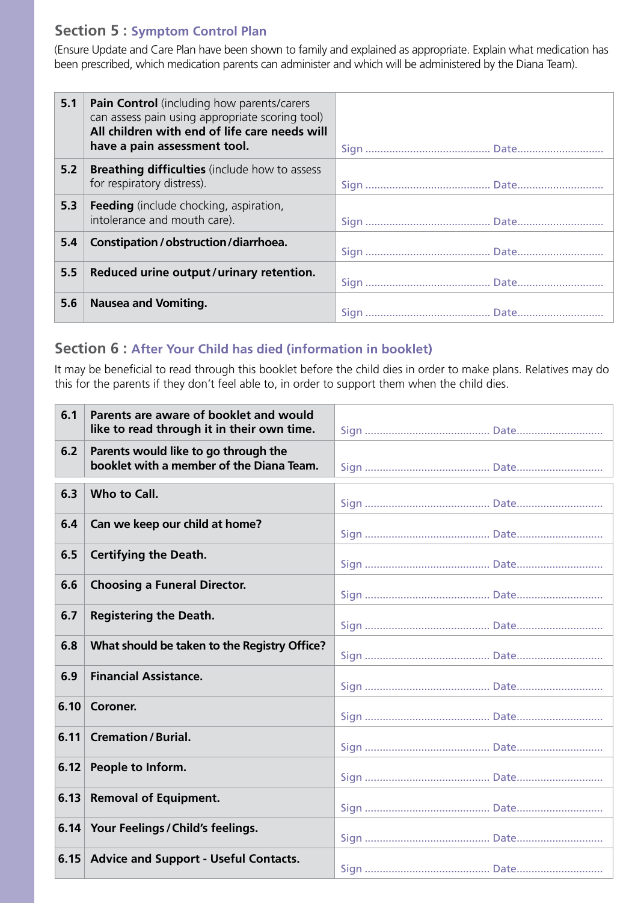## Section 5 : Symptom Control Plan

(Ensure Update and Care Plan have been shown to family and explained as appropriate. Explain what medication has been prescribed, which medication parents can administer and which will be administered by the Diana Team).

| | | |
|---|---|---|
| 5.1 | **Pain Control** (including how parents/carers can assess pain using appropriate scoring tool) **All children with end of life care needs will have a pain assessment tool.** | Sign .......................................... Date............................ |
| 5.2 | **Breathing difficulties** (include how to assess for respiratory distress). | Sign .......................................... Date............................ |
| 5.3 | **Feeding** (include chocking, aspiration, intolerance and mouth care). | Sign .......................................... Date............................ |
| 5.4 | **Constipation / obstruction / diarrhoea.** | Sign .......................................... Date............................ |
| 5.5 | **Reduced urine output / urinary retention.** | Sign .......................................... Date............................ |
| 5.6 | **Nausea and Vomiting.** | Sign .......................................... Date............................ |

## Section 6 : After Your Child has died (information in booklet)

It may be beneficial to read through this booklet before the child dies in order to make plans. Relatives may do this for the parents if they don't feel able to, in order to support them when the child dies.

| | | |
|---|---|---|
| 6.1 | **Parents are aware of booklet and would like to read through it in their own time.** | Sign .......................................... Date............................ |
| 6.2 | **Parents would like to go through the booklet with a member of the Diana Team.** | Sign .......................................... Date............................ |
| 6.3 | **Who to Call.** | Sign .......................................... Date............................ |
| 6.4 | **Can we keep our child at home?** | Sign .......................................... Date............................ |
| 6.5 | **Certifying the Death.** | Sign .......................................... Date............................ |
| 6.6 | **Choosing a Funeral Director.** | Sign .......................................... Date............................ |
| 6.7 | **Registering the Death.** | Sign .......................................... Date............................ |
| 6.8 | **What should be taken to the Registry Office?** | Sign .......................................... Date............................ |
| 6.9 | **Financial Assistance.** | Sign .......................................... Date............................ |
| 6.10 | **Coroner.** | Sign .......................................... Date............................ |
| 6.11 | **Cremation / Burial.** | Sign .......................................... Date............................ |
| 6.12 | **People to Inform.** | Sign .......................................... Date............................ |
| 6.13 | **Removal of Equipment.** | Sign .......................................... Date............................ |
| 6.14 | **Your Feelings / Child's feelings.** | Sign .......................................... Date............................ |
| 6.15 | **Advice and Support - Useful Contacts.** | Sign .......................................... Date............................ |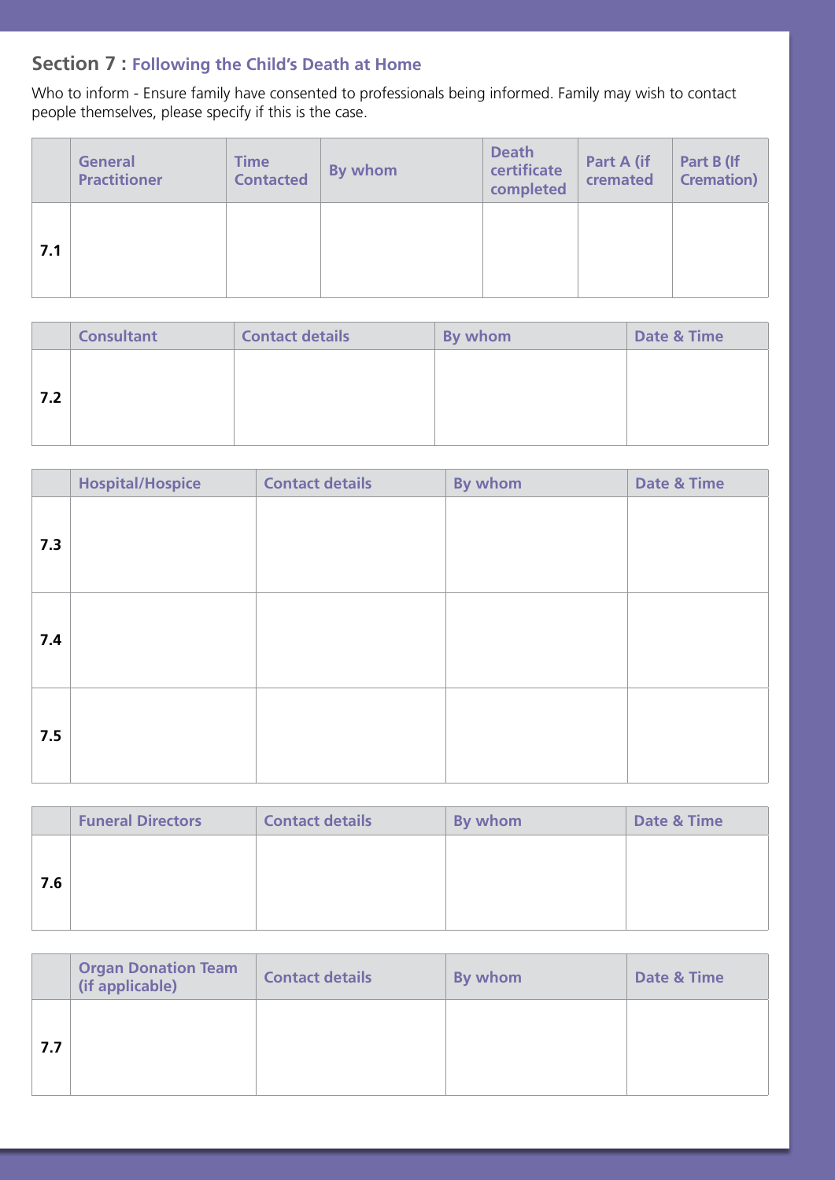## Section 7 : Following the Child's Death at Home

Who to inform - Ensure family have consented to professionals being informed. Family may wish to contact people themselves, please specify if this is the case.

| | General Practitioner | Time Contacted | By whom | Death certificate completed | Part A (if cremated | Part B (If Cremation) |
|---|---|---|---|---|---|---|
| 7.1 | | | | | | |

| | Consultant | Contact details | By whom | Date & Time |
|---|---|---|---|---|
| 7.2 | | | | |

| | Hospital/Hospice | Contact details | By whom | Date & Time |
|---|---|---|---|---|
| 7.3 | | | | |
| 7.4 | | | | |
| 7.5 | | | | |

| | Funeral Directors | Contact details | By whom | Date & Time |
|---|---|---|---|---|
| 7.6 | | | | |

| | Organ Donation Team (if applicable) | Contact details | By whom | Date & Time |
|---|---|---|---|---|
| 7.7 | | | | |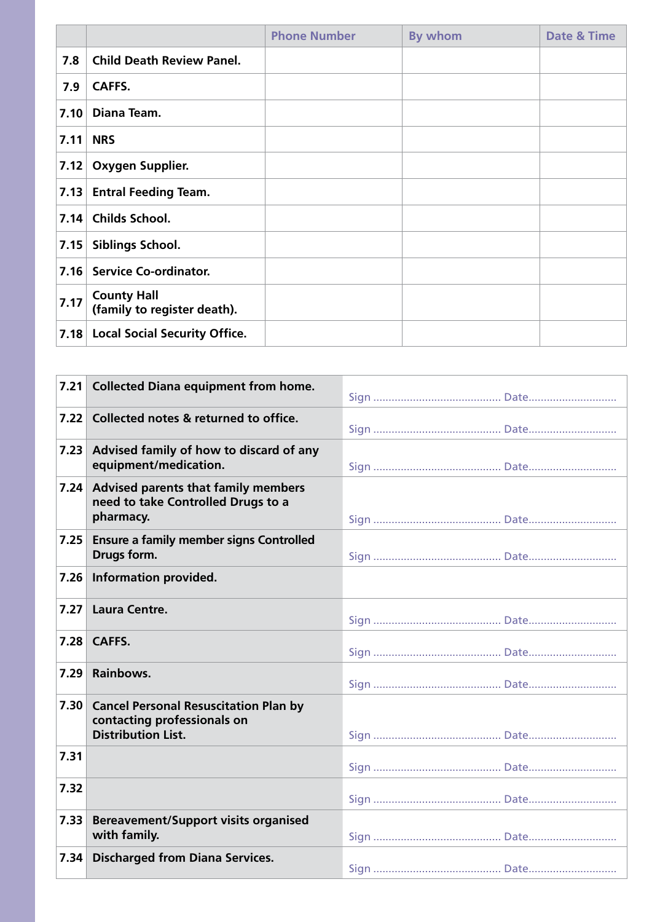| | | Phone Number | By whom | Date & Time |
|---|---|---|---|---|
| 7.8 | **Child Death Review Panel.** | | | |
| 7.9 | **CAFFS.** | | | |
| 7.10 | **Diana Team.** | | | |
| 7.11 | **NRS** | | | |
| 7.12 | **Oxygen Supplier.** | | | |
| 7.13 | **Entral Feeding Team.** | | | |
| 7.14 | **Childs School.** | | | |
| 7.15 | **Siblings School.** | | | |
| 7.16 | **Service Co-ordinator.** | | | |
| 7.17 | **County Hall (family to register death).** | | | |
| 7.18 | **Local Social Security Office.** | | | |

| | | |
|---|---|---|
| 7.21 | **Collected Diana equipment from home.** | Sign .......................................... Date............................ |
| 7.22 | **Collected notes & returned to office.** | Sign .......................................... Date............................ |
| 7.23 | **Advised family of how to discard of any equipment/medication.** | Sign .......................................... Date............................ |
| 7.24 | **Advised parents that family members need to take Controlled Drugs to a pharmacy.** | Sign .......................................... Date............................ |
| 7.25 | **Ensure a family member signs Controlled Drugs form.** | Sign .......................................... Date............................ |
| 7.26 | **Information provided.** | |
| 7.27 | **Laura Centre.** | Sign .......................................... Date............................ |
| 7.28 | **CAFFS.** | Sign .......................................... Date............................ |
| 7.29 | **Rainbows.** | Sign .......................................... Date............................ |
| 7.30 | **Cancel Personal Resuscitation Plan by contacting professionals on Distribution List.** | Sign .......................................... Date............................ |
| 7.31 | | Sign .......................................... Date............................ |
| 7.32 | | Sign .......................................... Date............................ |
| 7.33 | **Bereavement/Support visits organised with family.** | Sign .......................................... Date............................ |
| 7.34 | **Discharged from Diana Services.** | Sign .......................................... Date............................ |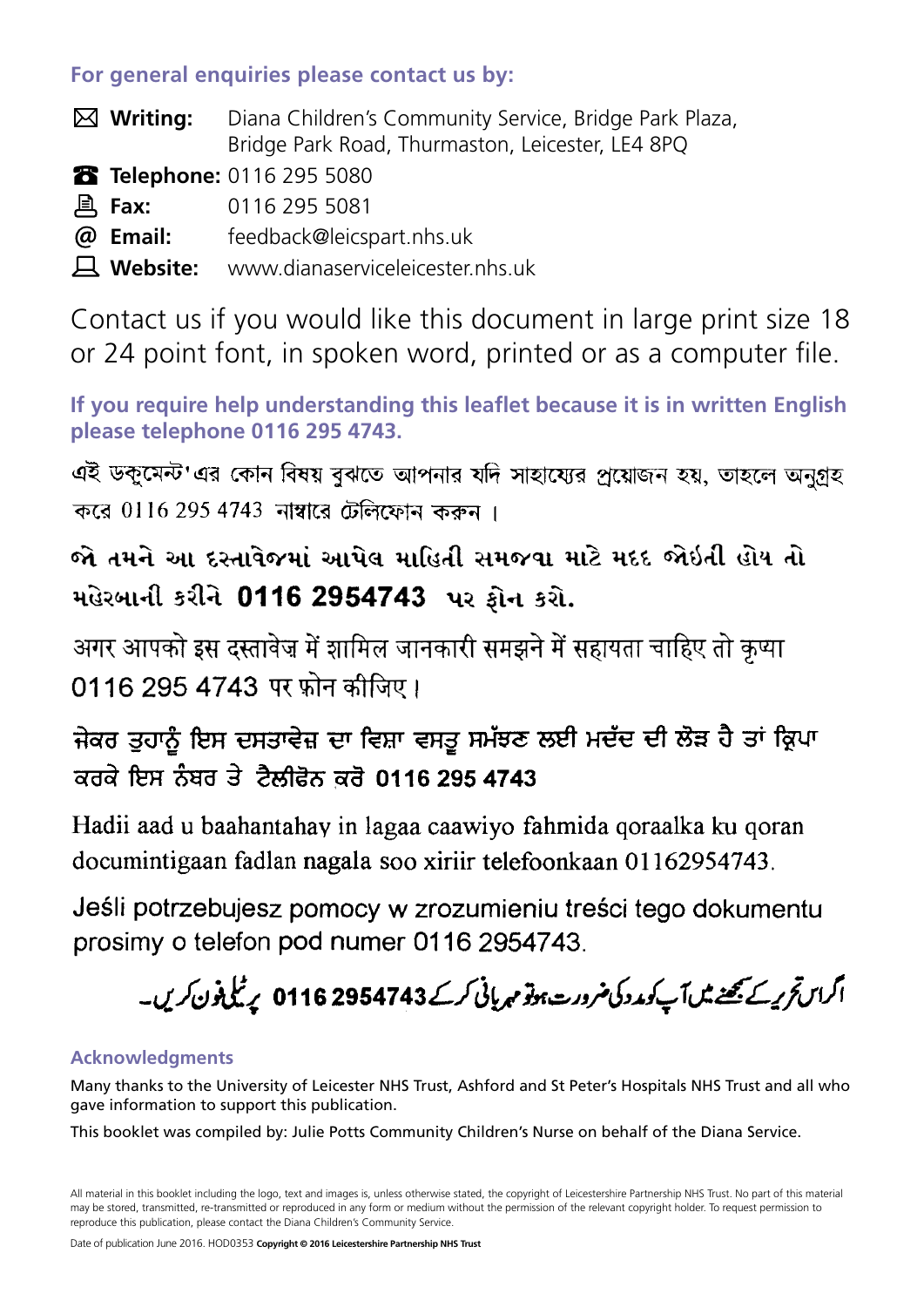**For general enquiries please contact us by:**

- ✉ **Writing:** Diana Children's Community Service, Bridge Park Plaza, Bridge Park Road, Thurmaston, Leicester, LE4 8PQ
- ☎ **Telephone:** 0116 295 5080
- **Fax:** 0116 295 5081
- @ **Email:** feedback@leicspart.nhs.uk
- **Website:** www.dianaserviceleicester.nhs.uk

Contact us if you would like this document in large print size 18 or 24 point font, in spoken word, printed or as a computer file.

**If you require help understanding this leaflet because it is in written English please telephone 0116 295 4743.**

এই ডকুমেন্ট'এর কোন বিষয় বুঝতে আপনার যদি সাহায্যের প্রয়োজন হয়, তাহলে অনুগ্রহ করে 0116 295 4743 নাম্বারে টেলিফোন করুন ।

જો તમને આ દસ્તાવેજમાં આપેલ માહિતી સમજવા માટે મદદ જોઈતી હોય તો મહેરબાની કરીને **0116 2954743** પર ફોન કરો.

अगर आपको इस दस्तावेज़ में शामिल जानकारी समझने में सहायता चाहिए तो कृप्या 0116 295 4743 पर फ़ोन कीजिए।

ਜੇਕਰ ਤੁਹਾਨੂੰ ਇਸ ਦਸਤਾਵੇਜ਼ ਦਾ ਵਿਸ਼ਾ ਵਸਤੂ ਸਮੱਝਣ ਲਈ ਮਦੱਦ ਦੀ ਲੋੜ ਹੈ ਤਾਂ ਕ੍ਰਿਪਾ ਕਰਕੇ ਇਸ ਨੰਬਰ ਤੇ ਟੈਲੀਫੋਨ ਕਰੋ **0116 295 4743**

Hadii aad u baahantahay in lagaa caawiyo fahmida qoraalka ku qoran documintigaan fadlan nagala soo xiriir telefoonkaan 01162954743.

Jeśli potrzebujesz pomocy w zrozumieniu treści tego dokumentu prosimy o telefon pod numer 0116 2954743.

اگراس تحریر کے سمجھنے میں آپ کو مدد کی ضرورت ہو تو مہربانی کرکے **0116 2954743** پر ٹیلیفون کریں۔

**Acknowledgments**

Many thanks to the University of Leicester NHS Trust, Ashford and St Peter's Hospitals NHS Trust and all who gave information to support this publication.

This booklet was compiled by: Julie Potts Community Children's Nurse on behalf of the Diana Service.

All material in this booklet including the logo, text and images is, unless otherwise stated, the copyright of Leicestershire Partnership NHS Trust. No part of this material may be stored, transmitted, re-transmitted or reproduced in any form or medium without the permission of the relevant copyright holder. To request permission to reproduce this publication, please contact the Diana Children's Community Service.

Date of publication June 2016. HOD0353 **Copyright © 2016 Leicestershire Partnership NHS Trust**